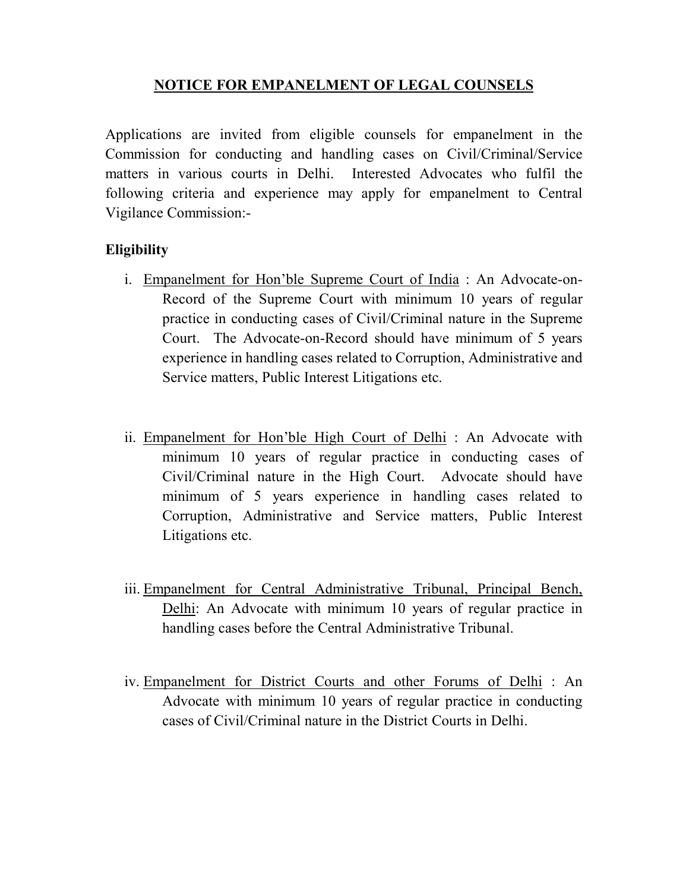# NOTICE FOR EMPANELMENT OF LEGAL COUNSELS

Applications are invited from eligible counsels for empanelment in the Commission for conducting and handling cases on Civil/Criminal/Service matters in various courts in Delhi. Interested Advocates who fulfil the following criteria and experience may apply for empanelment to Central Vigilance Commission:-

**Eligibility**

i. Empanelment for Hon'ble Supreme Court of India : An Advocate-on-Record of the Supreme Court with minimum 10 years of regular practice in conducting cases of Civil/Criminal nature in the Supreme Court. The Advocate-on-Record should have minimum of 5 years experience in handling cases related to Corruption, Administrative and Service matters, Public Interest Litigations etc.

ii. Empanelment for Hon'ble High Court of Delhi : An Advocate with minimum 10 years of regular practice in conducting cases of Civil/Criminal nature in the High Court. Advocate should have minimum of 5 years experience in handling cases related to Corruption, Administrative and Service matters, Public Interest Litigations etc.

iii. Empanelment for Central Administrative Tribunal, Principal Bench, Delhi: An Advocate with minimum 10 years of regular practice in handling cases before the Central Administrative Tribunal.

iv. Empanelment for District Courts and other Forums of Delhi : An Advocate with minimum 10 years of regular practice in conducting cases of Civil/Criminal nature in the District Courts in Delhi.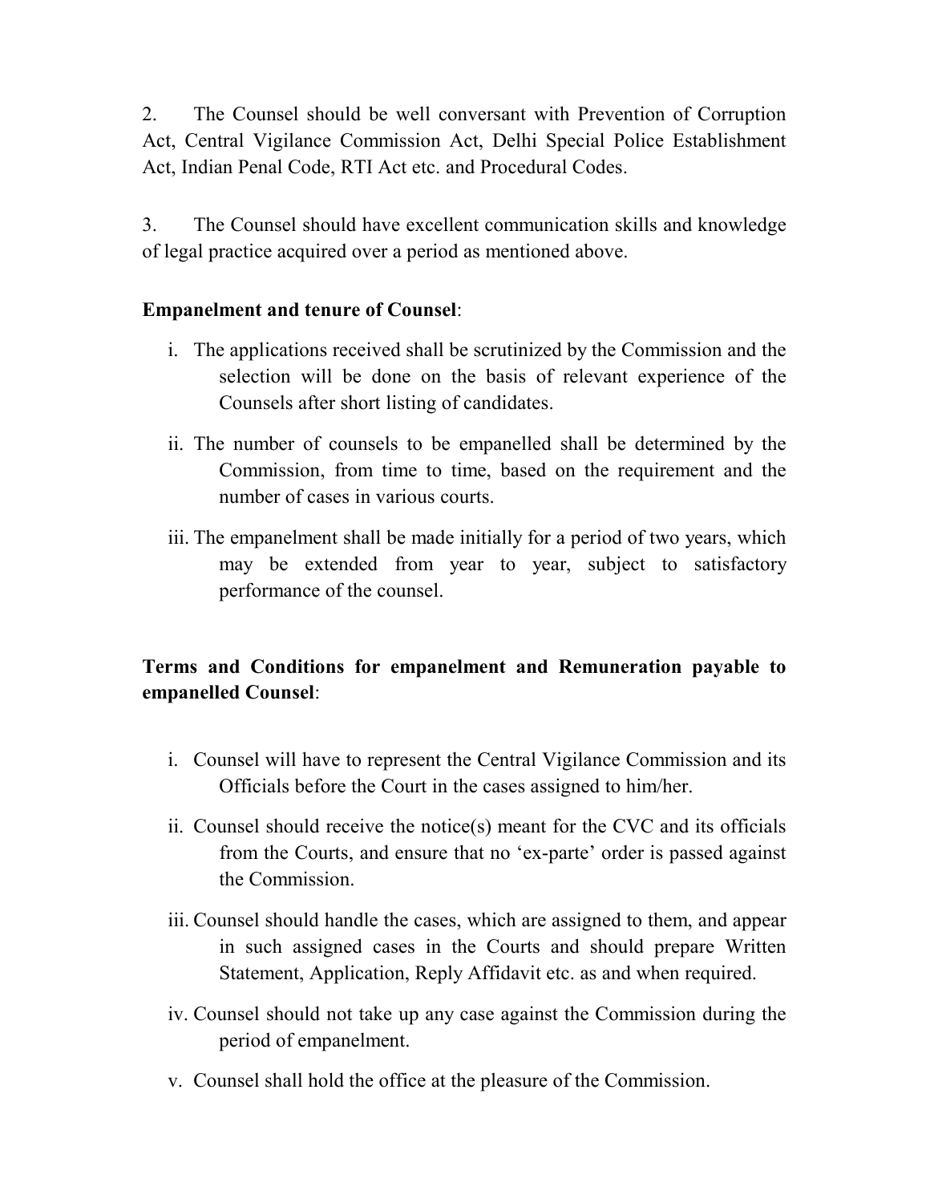2. The Counsel should be well conversant with Prevention of Corruption Act, Central Vigilance Commission Act, Delhi Special Police Establishment Act, Indian Penal Code, RTI Act etc. and Procedural Codes.

3. The Counsel should have excellent communication skills and knowledge of legal practice acquired over a period as mentioned above.

**Empanelment and tenure of Counsel**:

i. The applications received shall be scrutinized by the Commission and the selection will be done on the basis of relevant experience of the Counsels after short listing of candidates.

ii. The number of counsels to be empanelled shall be determined by the Commission, from time to time, based on the requirement and the number of cases in various courts.

iii. The empanelment shall be made initially for a period of two years, which may be extended from year to year, subject to satisfactory performance of the counsel.

**Terms and Conditions for empanelment and Remuneration payable to empanelled Counsel**:

i. Counsel will have to represent the Central Vigilance Commission and its Officials before the Court in the cases assigned to him/her.

ii. Counsel should receive the notice(s) meant for the CVC and its officials from the Courts, and ensure that no 'ex-parte' order is passed against the Commission.

iii. Counsel should handle the cases, which are assigned to them, and appear in such assigned cases in the Courts and should prepare Written Statement, Application, Reply Affidavit etc. as and when required.

iv. Counsel should not take up any case against the Commission during the period of empanelment.

v. Counsel shall hold the office at the pleasure of the Commission.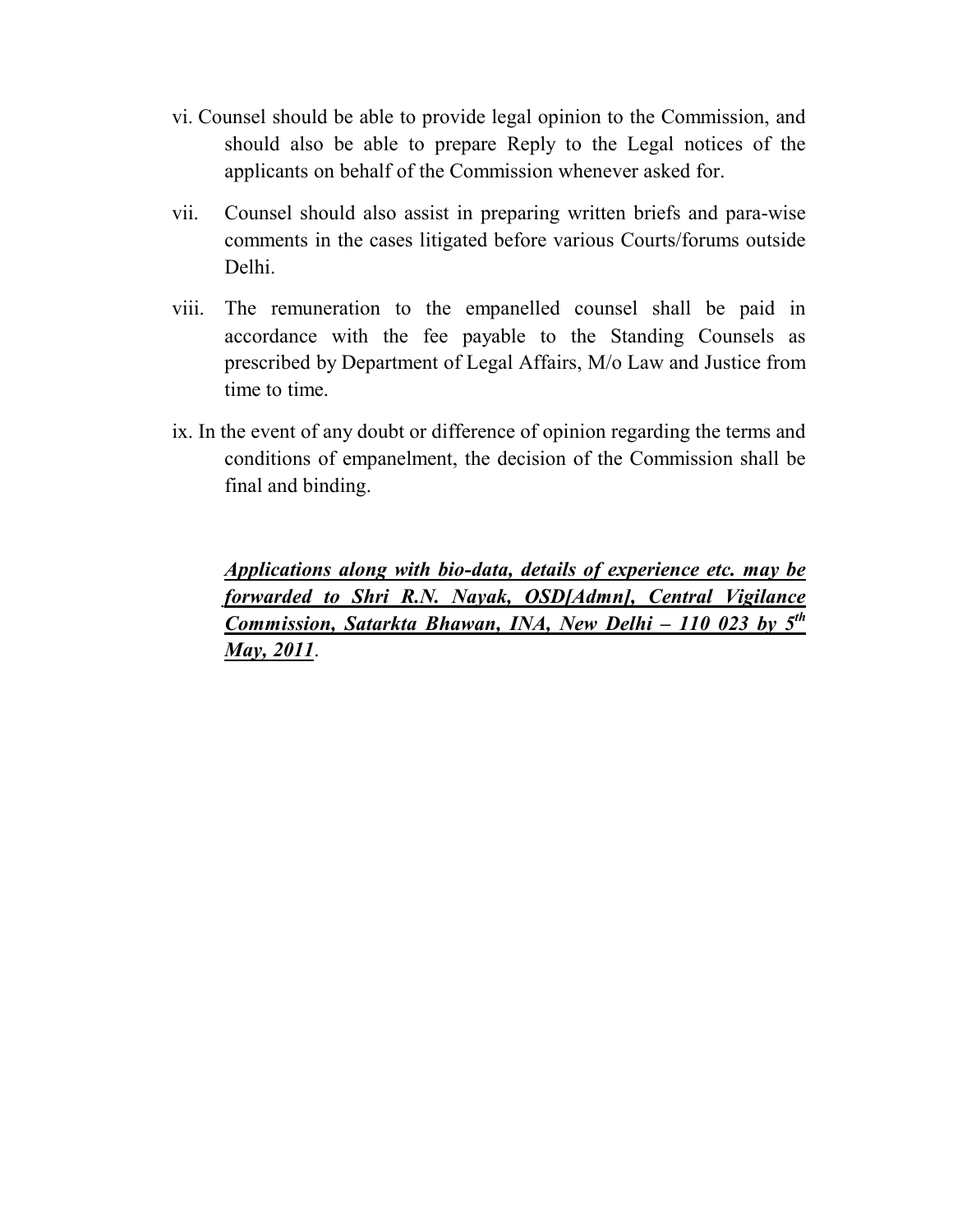vi. Counsel should be able to provide legal opinion to the Commission, and should also be able to prepare Reply to the Legal notices of the applicants on behalf of the Commission whenever asked for.

vii. Counsel should also assist in preparing written briefs and para-wise comments in the cases litigated before various Courts/forums outside Delhi.

viii. The remuneration to the empanelled counsel shall be paid in accordance with the fee payable to the Standing Counsels as prescribed by Department of Legal Affairs, M/o Law and Justice from time to time.

ix. In the event of any doubt or difference of opinion regarding the terms and conditions of empanelment, the decision of the Commission shall be final and binding.

***Applications along with bio-data, details of experience etc. may be forwarded to Shri R.N. Nayak, OSD[Admn], Central Vigilance Commission, Satarkta Bhawan, INA, New Delhi – 110 023 by 5th May, 2011***.